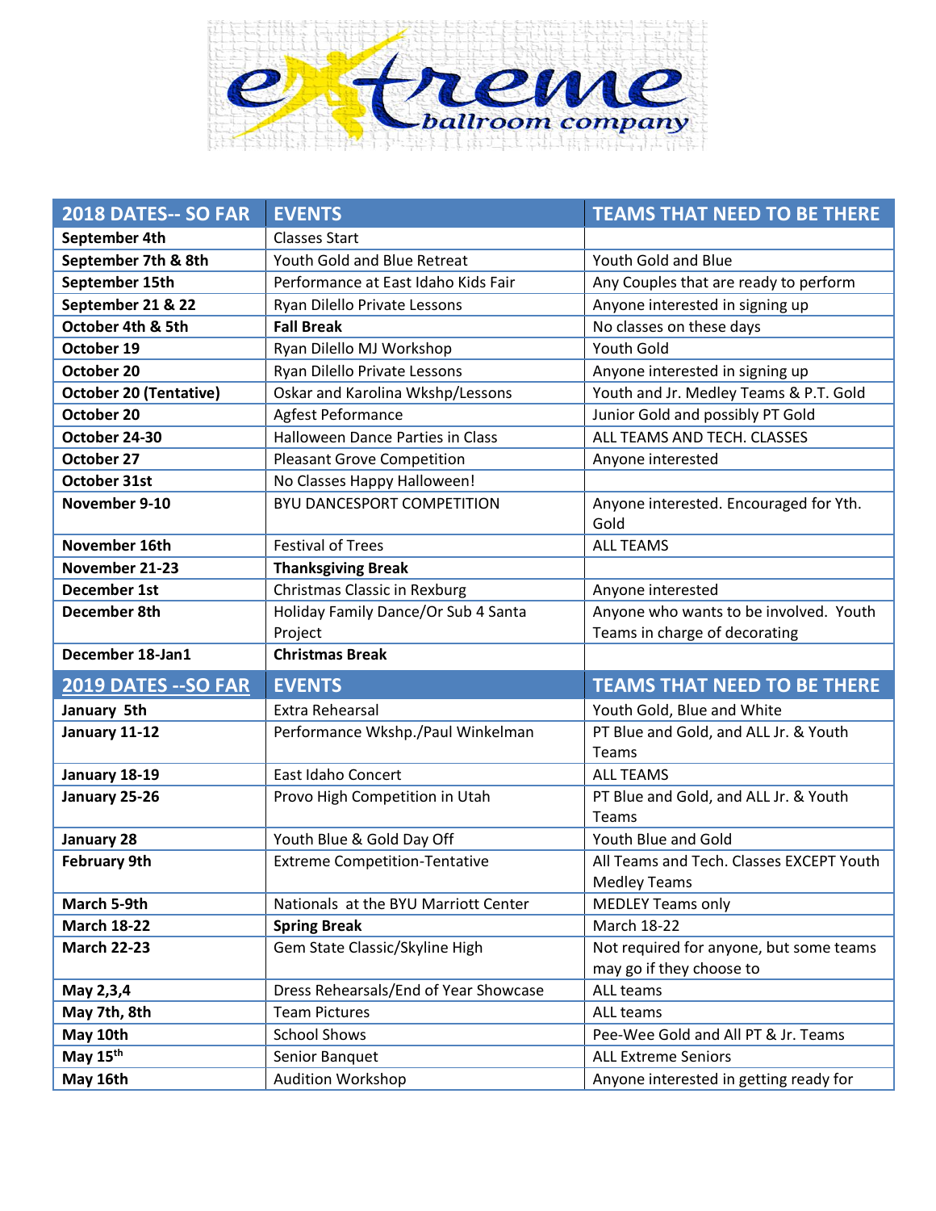# extreme ballroom company

| 2018 DATES-- SO FAR | EVENTS | TEAMS THAT NEED TO BE THERE |
|---|---|---|
| **September 4th** | Classes Start | |
| **September 7th & 8th** | Youth Gold and Blue Retreat | Youth Gold and Blue |
| **September 15th** | Performance at East Idaho Kids Fair | Any Couples that are ready to perform |
| **September 21 & 22** | Ryan Dilello Private Lessons | Anyone interested in signing up |
| **October 4th & 5th** | **Fall Break** | No classes on these days |
| **October 19** | Ryan Dilello MJ Workshop | Youth Gold |
| **October 20** | Ryan Dilello Private Lessons | Anyone interested in signing up |
| **October 20 (Tentative)** | Oskar and Karolina Wkshp/Lessons | Youth and Jr. Medley Teams & P.T. Gold |
| **October 20** | Agfest Peformance | Junior Gold and possibly PT Gold |
| **October 24-30** | Halloween Dance Parties in Class | ALL TEAMS AND TECH. CLASSES |
| **October 27** | Pleasant Grove Competition | Anyone interested |
| **October 31st** | No Classes Happy Halloween! | |
| **November 9-10** | BYU DANCESPORT COMPETITION | Anyone interested. Encouraged for Yth. Gold |
| **November 16th** | Festival of Trees | ALL TEAMS |
| **November 21-23** | **Thanksgiving Break** | |
| **December 1st** | Christmas Classic in Rexburg | Anyone interested |
| **December 8th** | Holiday Family Dance/Or Sub 4 Santa Project | Anyone who wants to be involved. Youth Teams in charge of decorating |
| **December 18-Jan1** | **Christmas Break** | |
| **2019 DATES --SO FAR** | **EVENTS** | **TEAMS THAT NEED TO BE THERE** |
| **January 5th** | Extra Rehearsal | Youth Gold, Blue and White |
| **January 11-12** | Performance Wkshp./Paul Winkelman | PT Blue and Gold, and ALL Jr. & Youth Teams |
| **January 18-19** | East Idaho Concert | ALL TEAMS |
| **January 25-26** | Provo High Competition in Utah | PT Blue and Gold, and ALL Jr. & Youth Teams |
| **January 28** | Youth Blue & Gold Day Off | Youth Blue and Gold |
| **February 9th** | Extreme Competition-Tentative | All Teams and Tech. Classes EXCEPT Youth Medley Teams |
| **March 5-9th** | Nationals at the BYU Marriott Center | MEDLEY Teams only |
| **March 18-22** | **Spring Break** | March 18-22 |
| **March 22-23** | Gem State Classic/Skyline High | Not required for anyone, but some teams may go if they choose to |
| **May 2,3,4** | Dress Rehearsals/End of Year Showcase | ALL teams |
| **May 7th, 8th** | Team Pictures | ALL teams |
| **May 10th** | School Shows | Pee-Wee Gold and All PT & Jr. Teams |
| **May 15th** | Senior Banquet | ALL Extreme Seniors |
| **May 16th** | Audition Workshop | Anyone interested in getting ready for |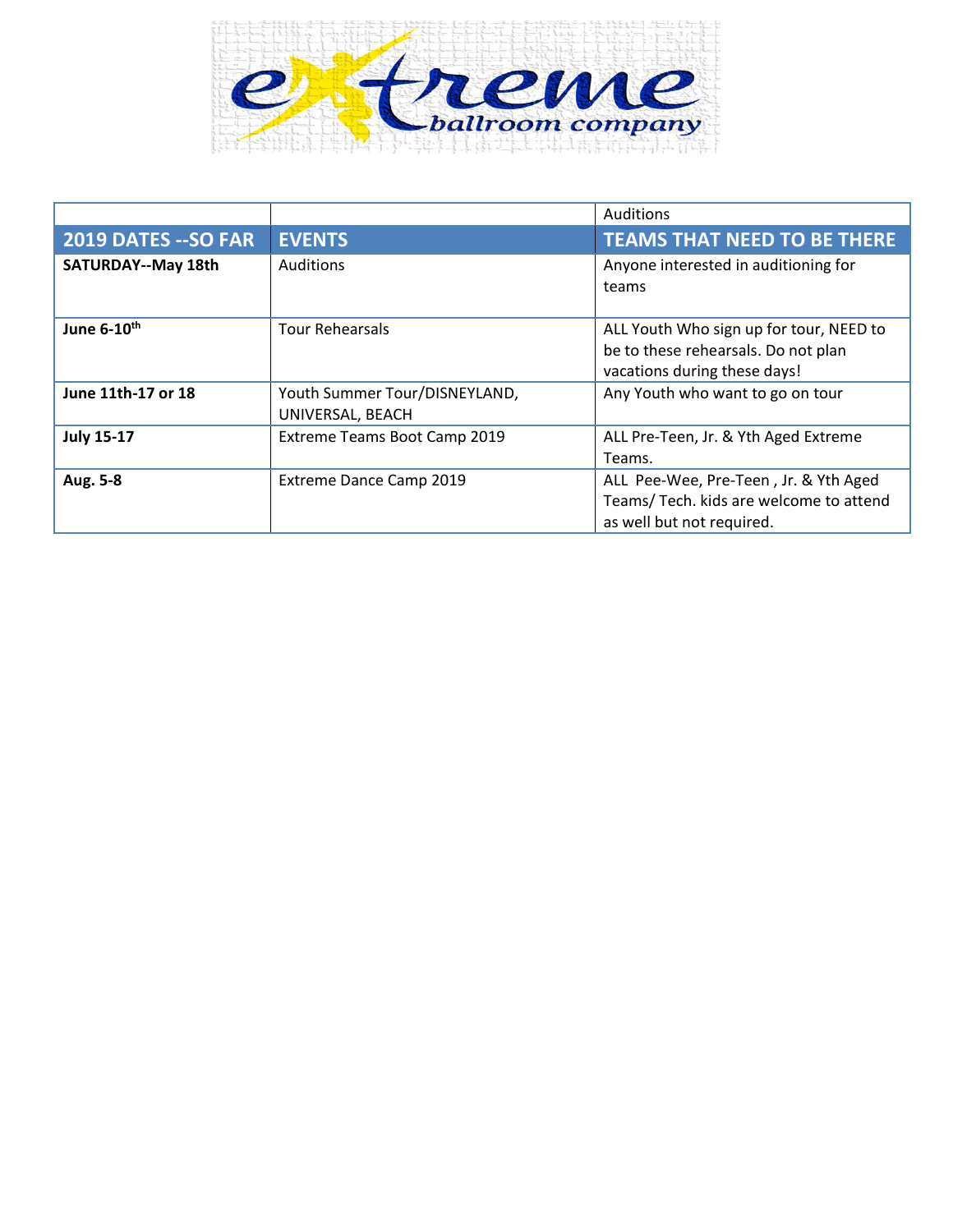| | | Auditions |
|---|---|---|
| **2019 DATES --SO FAR** | **EVENTS** | **TEAMS THAT NEED TO BE THERE** |
| **SATURDAY--May 18th** | Auditions | Anyone interested in auditioning for teams |
| **June 6-10th** | Tour Rehearsals | ALL Youth Who sign up for tour, NEED to be to these rehearsals. Do not plan vacations during these days! |
| **June 11th-17 or 18** | Youth Summer Tour/DISNEYLAND, UNIVERSAL, BEACH | Any Youth who want to go on tour |
| **July 15-17** | Extreme Teams Boot Camp 2019 | ALL Pre-Teen, Jr. & Yth Aged Extreme Teams. |
| **Aug. 5-8** | Extreme Dance Camp 2019 | ALL Pee-Wee, Pre-Teen , Jr. & Yth Aged Teams/ Tech. kids are welcome to attend as well but not required. |